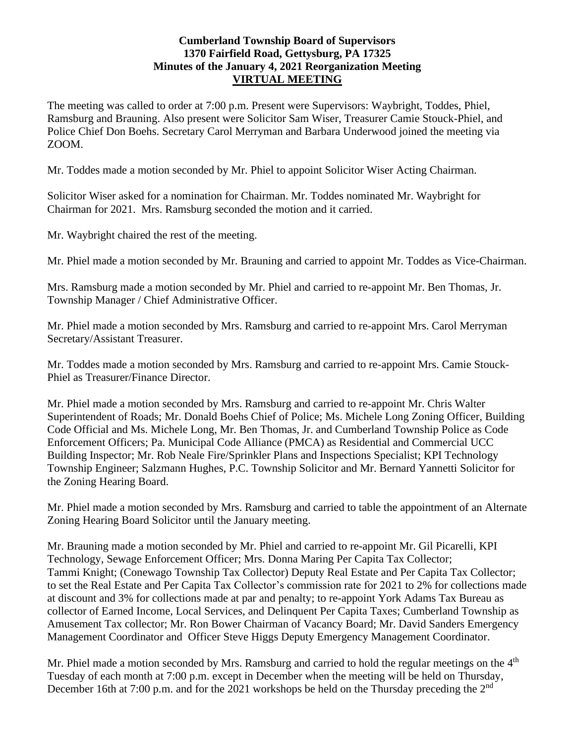# Cumberland Township Board of Supervisors
## 1370 Fairfield Road, Gettysburg, PA 17325
## Minutes of the January 4, 2021 Reorganization Meeting
## VIRTUAL MEETING

The meeting was called to order at 7:00 p.m. Present were Supervisors: Waybright, Toddes, Phiel, Ramsburg and Brauning. Also present were Solicitor Sam Wiser, Treasurer Camie Stouck-Phiel, and Police Chief Don Boehs. Secretary Carol Merryman and Barbara Underwood joined the meeting via ZOOM.

Mr. Toddes made a motion seconded by Mr. Phiel to appoint Solicitor Wiser Acting Chairman.

Solicitor Wiser asked for a nomination for Chairman. Mr. Toddes nominated Mr. Waybright for Chairman for 2021. Mrs. Ramsburg seconded the motion and it carried.

Mr. Waybright chaired the rest of the meeting.

Mr. Phiel made a motion seconded by Mr. Brauning and carried to appoint Mr. Toddes as Vice-Chairman.

Mrs. Ramsburg made a motion seconded by Mr. Phiel and carried to re-appoint Mr. Ben Thomas, Jr. Township Manager / Chief Administrative Officer.

Mr. Phiel made a motion seconded by Mrs. Ramsburg and carried to re-appoint Mrs. Carol Merryman Secretary/Assistant Treasurer.

Mr. Toddes made a motion seconded by Mrs. Ramsburg and carried to re-appoint Mrs. Camie Stouck-Phiel as Treasurer/Finance Director.

Mr. Phiel made a motion seconded by Mrs. Ramsburg and carried to re-appoint Mr. Chris Walter Superintendent of Roads; Mr. Donald Boehs Chief of Police; Ms. Michele Long Zoning Officer, Building Code Official and Ms. Michele Long, Mr. Ben Thomas, Jr. and Cumberland Township Police as Code Enforcement Officers; Pa. Municipal Code Alliance (PMCA) as Residential and Commercial UCC Building Inspector; Mr. Rob Neale Fire/Sprinkler Plans and Inspections Specialist; KPI Technology Township Engineer; Salzmann Hughes, P.C. Township Solicitor and Mr. Bernard Yannetti Solicitor for the Zoning Hearing Board.

Mr. Phiel made a motion seconded by Mrs. Ramsburg and carried to table the appointment of an Alternate Zoning Hearing Board Solicitor until the January meeting.

Mr. Brauning made a motion seconded by Mr. Phiel and carried to re-appoint Mr. Gil Picarelli, KPI Technology, Sewage Enforcement Officer; Mrs. Donna Maring Per Capita Tax Collector; Tammi Knight; (Conewago Township Tax Collector) Deputy Real Estate and Per Capita Tax Collector; to set the Real Estate and Per Capita Tax Collector's commission rate for 2021 to 2% for collections made at discount and 3% for collections made at par and penalty; to re-appoint York Adams Tax Bureau as collector of Earned Income, Local Services, and Delinquent Per Capita Taxes; Cumberland Township as Amusement Tax collector; Mr. Ron Bower Chairman of Vacancy Board; Mr. David Sanders Emergency Management Coordinator and Officer Steve Higgs Deputy Emergency Management Coordinator.

Mr. Phiel made a motion seconded by Mrs. Ramsburg and carried to hold the regular meetings on the 4th Tuesday of each month at 7:00 p.m. except in December when the meeting will be held on Thursday, December 16th at 7:00 p.m. and for the 2021 workshops be held on the Thursday preceding the 2nd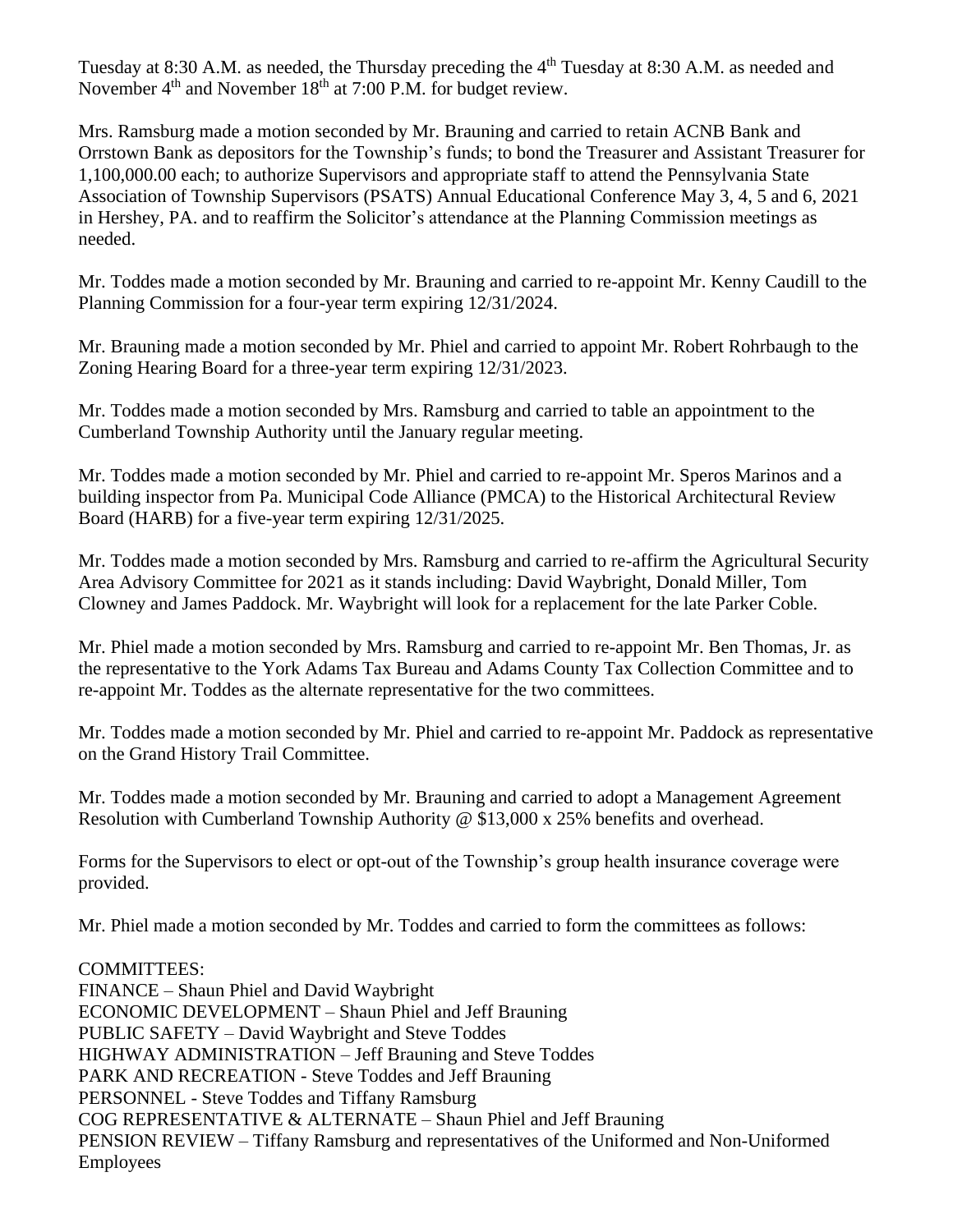Tuesday at 8:30 A.M. as needed, the Thursday preceding the 4th Tuesday at 8:30 A.M. as needed and November 4th and November 18th at 7:00 P.M. for budget review.

Mrs. Ramsburg made a motion seconded by Mr. Brauning and carried to retain ACNB Bank and Orrstown Bank as depositors for the Township's funds; to bond the Treasurer and Assistant Treasurer for 1,100,000.00 each; to authorize Supervisors and appropriate staff to attend the Pennsylvania State Association of Township Supervisors (PSATS) Annual Educational Conference May 3, 4, 5 and 6, 2021 in Hershey, PA. and to reaffirm the Solicitor's attendance at the Planning Commission meetings as needed.

Mr. Toddes made a motion seconded by Mr. Brauning and carried to re-appoint Mr. Kenny Caudill to the Planning Commission for a four-year term expiring 12/31/2024.

Mr. Brauning made a motion seconded by Mr. Phiel and carried to appoint Mr. Robert Rohrbaugh to the Zoning Hearing Board for a three-year term expiring 12/31/2023.

Mr. Toddes made a motion seconded by Mrs. Ramsburg and carried to table an appointment to the Cumberland Township Authority until the January regular meeting.

Mr. Toddes made a motion seconded by Mr. Phiel and carried to re-appoint Mr. Speros Marinos and a building inspector from Pa. Municipal Code Alliance (PMCA) to the Historical Architectural Review Board (HARB) for a five-year term expiring 12/31/2025.

Mr. Toddes made a motion seconded by Mrs. Ramsburg and carried to re-affirm the Agricultural Security Area Advisory Committee for 2021 as it stands including: David Waybright, Donald Miller, Tom Clowney and James Paddock. Mr. Waybright will look for a replacement for the late Parker Coble.

Mr. Phiel made a motion seconded by Mrs. Ramsburg and carried to re-appoint Mr. Ben Thomas, Jr. as the representative to the York Adams Tax Bureau and Adams County Tax Collection Committee and to re-appoint Mr. Toddes as the alternate representative for the two committees.

Mr. Toddes made a motion seconded by Mr. Phiel and carried to re-appoint Mr. Paddock as representative on the Grand History Trail Committee.

Mr. Toddes made a motion seconded by Mr. Brauning and carried to adopt a Management Agreement Resolution with Cumberland Township Authority @ $13,000 x 25% benefits and overhead.

Forms for the Supervisors to elect or opt-out of the Township's group health insurance coverage were provided.

Mr. Phiel made a motion seconded by Mr. Toddes and carried to form the committees as follows:

COMMITTEES:
FINANCE – Shaun Phiel and David Waybright
ECONOMIC DEVELOPMENT – Shaun Phiel and Jeff Brauning
PUBLIC SAFETY – David Waybright and Steve Toddes
HIGHWAY ADMINISTRATION – Jeff Brauning and Steve Toddes
PARK AND RECREATION - Steve Toddes and Jeff Brauning
PERSONNEL - Steve Toddes and Tiffany Ramsburg
COG REPRESENTATIVE & ALTERNATE – Shaun Phiel and Jeff Brauning
PENSION REVIEW – Tiffany Ramsburg and representatives of the Uniformed and Non-Uniformed Employees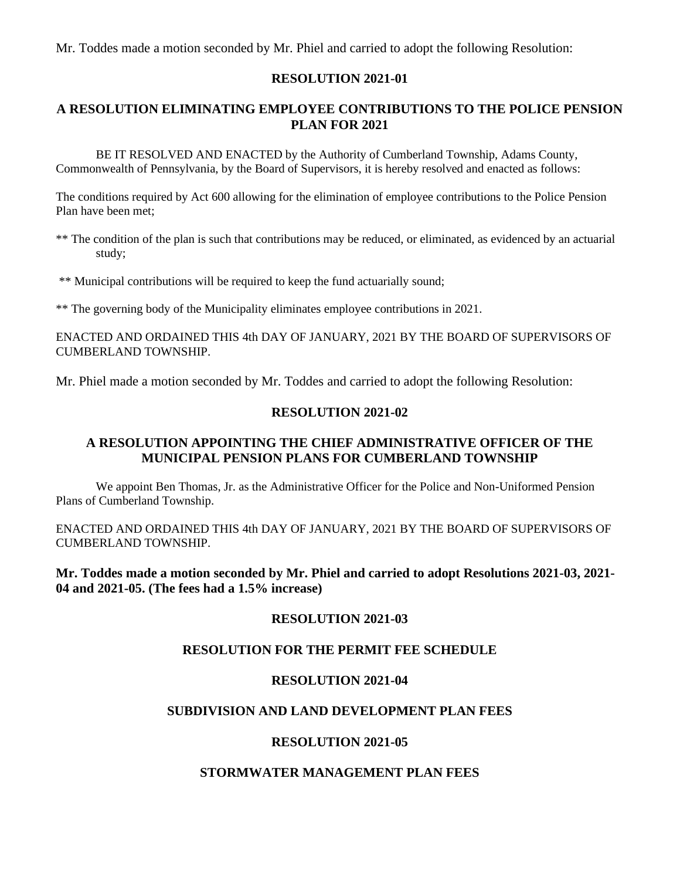Mr. Toddes made a motion seconded by Mr. Phiel and carried to adopt the following Resolution:

**RESOLUTION 2021-01**

**A RESOLUTION ELIMINATING EMPLOYEE CONTRIBUTIONS TO THE POLICE PENSION PLAN FOR 2021**

BE IT RESOLVED AND ENACTED by the Authority of Cumberland Township, Adams County, Commonwealth of Pennsylvania, by the Board of Supervisors, it is hereby resolved and enacted as follows:

The conditions required by Act 600 allowing for the elimination of employee contributions to the Police Pension Plan have been met;

** The condition of the plan is such that contributions may be reduced, or eliminated, as evidenced by an actuarial study;

** Municipal contributions will be required to keep the fund actuarially sound;

** The governing body of the Municipality eliminates employee contributions in 2021.

ENACTED AND ORDAINED THIS 4th DAY OF JANUARY, 2021 BY THE BOARD OF SUPERVISORS OF CUMBERLAND TOWNSHIP.

Mr. Phiel made a motion seconded by Mr. Toddes and carried to adopt the following Resolution:

**RESOLUTION 2021-02**

**A RESOLUTION APPOINTING THE CHIEF ADMINISTRATIVE OFFICER OF THE MUNICIPAL PENSION PLANS FOR CUMBERLAND TOWNSHIP**

We appoint Ben Thomas, Jr. as the Administrative Officer for the Police and Non-Uniformed Pension Plans of Cumberland Township.

ENACTED AND ORDAINED THIS 4th DAY OF JANUARY, 2021 BY THE BOARD OF SUPERVISORS OF CUMBERLAND TOWNSHIP.

**Mr. Toddes made a motion seconded by Mr. Phiel and carried to adopt Resolutions 2021-03, 2021-04 and 2021-05. (The fees had a 1.5% increase)**

**RESOLUTION 2021-03**

**RESOLUTION FOR THE PERMIT FEE SCHEDULE**

**RESOLUTION 2021-04**

**SUBDIVISION AND LAND DEVELOPMENT PLAN FEES**

**RESOLUTION 2021-05**

**STORMWATER MANAGEMENT PLAN FEES**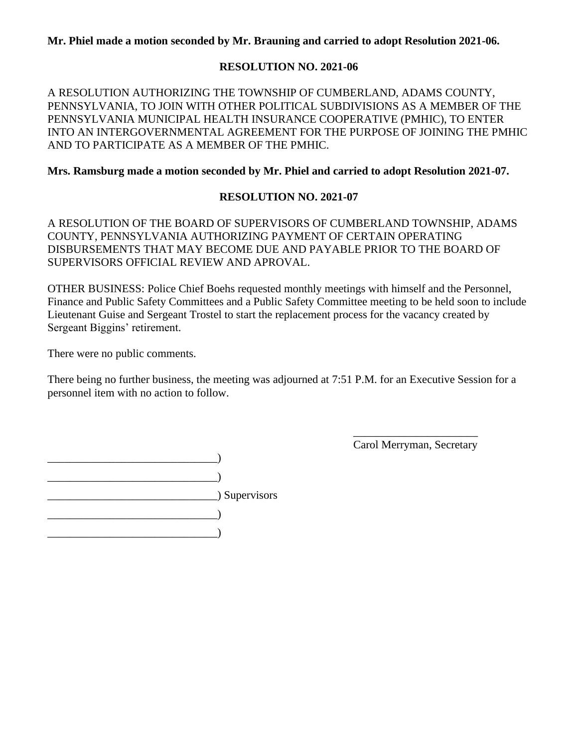**Mr. Phiel made a motion seconded by Mr. Brauning and carried to adopt Resolution 2021-06.**

**RESOLUTION NO. 2021-06**

A RESOLUTION AUTHORIZING THE TOWNSHIP OF CUMBERLAND, ADAMS COUNTY, PENNSYLVANIA, TO JOIN WITH OTHER POLITICAL SUBDIVISIONS AS A MEMBER OF THE PENNSYLVANIA MUNICIPAL HEALTH INSURANCE COOPERATIVE (PMHIC), TO ENTER INTO AN INTERGOVERNMENTAL AGREEMENT FOR THE PURPOSE OF JOINING THE PMHIC AND TO PARTICIPATE AS A MEMBER OF THE PMHIC.

**Mrs. Ramsburg made a motion seconded by Mr. Phiel and carried to adopt Resolution 2021-07.**

**RESOLUTION NO. 2021-07**

A RESOLUTION OF THE BOARD OF SUPERVISORS OF CUMBERLAND TOWNSHIP, ADAMS COUNTY, PENNSYLVANIA AUTHORIZING PAYMENT OF CERTAIN OPERATING DISBURSEMENTS THAT MAY BECOME DUE AND PAYABLE PRIOR TO THE BOARD OF SUPERVISORS OFFICIAL REVIEW AND APROVAL.

OTHER BUSINESS: Police Chief Boehs requested monthly meetings with himself and the Personnel, Finance and Public Safety Committees and a Public Safety Committee meeting to be held soon to include Lieutenant Guise and Sergeant Trostel to start the replacement process for the vacancy created by Sergeant Biggins' retirement.

There were no public comments.

There being no further business, the meeting was adjourned at 7:51 P.M. for an Executive Session for a personnel item with no action to follow.

______________________
Carol Merryman, Secretary

______________________________)
______________________________)
______________________________) Supervisors
______________________________)
______________________________)